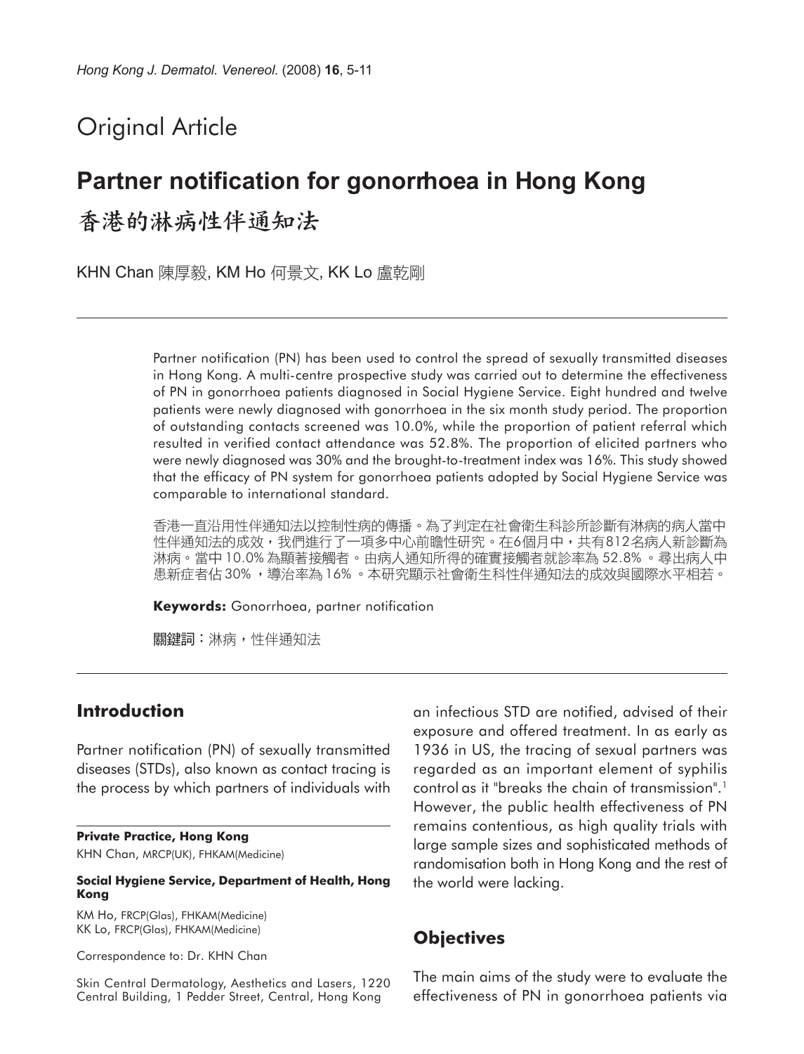## Original Article

# Partner notification for gonorrhoea in Hong Kong

# 香港的淋病性伴通知法

KHN Chan 陳厚毅, KM Ho 何景文, KK Lo 盧乾剛

Partner notification (PN) has been used to control the spread of sexually transmitted diseases in Hong Kong. A multi-centre prospective study was carried out to determine the effectiveness of PN in gonorrhoea patients diagnosed in Social Hygiene Service. Eight hundred and twelve patients were newly diagnosed with gonorrhoea in the six month study period. The proportion of outstanding contacts screened was 10.0%, while the proportion of patient referral which resulted in verified contact attendance was 52.8%. The proportion of elicited partners who were newly diagnosed was 30% and the brought-to-treatment index was 16%. This study showed that the efficacy of PN system for gonorrhoea patients adopted by Social Hygiene Service was comparable to international standard.

香港一直沿用性伴通知法以控制性病的傳播。為了判定在社會衛生科診所診斷有淋病的病人當中性伴通知法的成效，我們進行了一項多中心前瞻性研究。在6個月中，共有812名病人新診斷為淋病。當中10.0% 為顯著接觸者。由病人通知所得的確實接觸者就診率為 52.8%。尋出病人中患新症者佔 30%，導治率為16%。本研究顯示社會衛生科性伴通知法的成效與國際水平相若。

**Keywords:** Gonorrhoea, partner notification

**關鍵詞：**淋病，性伴通知法

## Introduction

Partner notification (PN) of sexually transmitted diseases (STDs), also known as contact tracing is the process by which partners of individuals with an infectious STD are notified, advised of their exposure and offered treatment. In as early as 1936 in US, the tracing of sexual partners was regarded as an important element of syphilis control as it "breaks the chain of transmission".[1] However, the public health effectiveness of PN remains contentious, as high quality trials with large sample sizes and sophisticated methods of randomisation both in Hong Kong and the rest of the world were lacking.

## Objectives

The main aims of the study were to evaluate the effectiveness of PN in gonorrhoea patients via

**Private Practice, Hong Kong**

KHN Chan, MRCP(UK), FHKAM(Medicine)

**Social Hygiene Service, Department of Health, Hong Kong**

KM Ho, FRCP(Glas), FHKAM(Medicine)
KK Lo, FRCP(Glas), FHKAM(Medicine)

Correspondence to: Dr. KHN Chan

Skin Central Dermatology, Aesthetics and Lasers, 1220 Central Building, 1 Pedder Street, Central, Hong Kong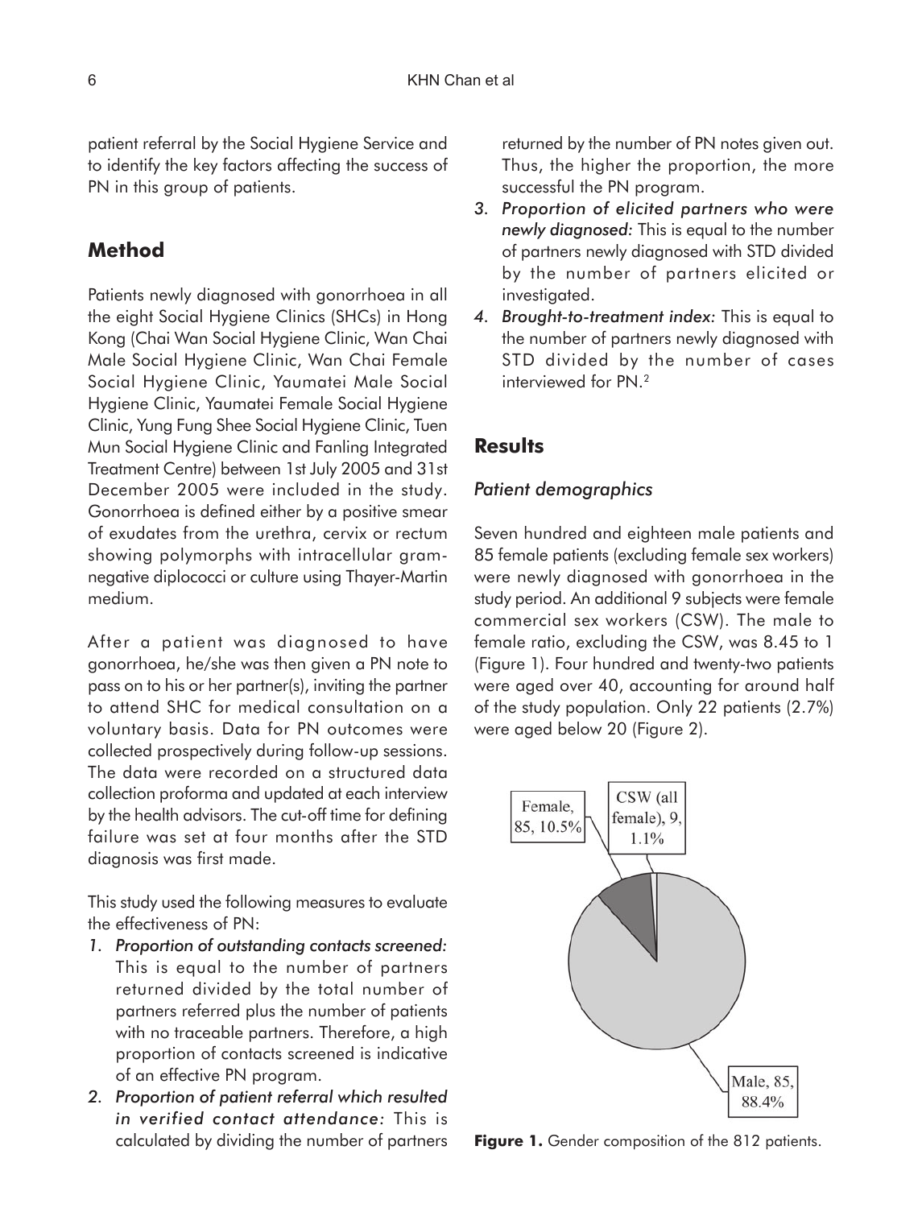patient referral by the Social Hygiene Service and to identify the key factors affecting the success of PN in this group of patients.

## Method

Patients newly diagnosed with gonorrhoea in all the eight Social Hygiene Clinics (SHCs) in Hong Kong (Chai Wan Social Hygiene Clinic, Wan Chai Male Social Hygiene Clinic, Wan Chai Female Social Hygiene Clinic, Yaumatei Male Social Hygiene Clinic, Yaumatei Female Social Hygiene Clinic, Yung Fung Shee Social Hygiene Clinic, Tuen Mun Social Hygiene Clinic and Fanling Integrated Treatment Centre) between 1st July 2005 and 31st December 2005 were included in the study. Gonorrhoea is defined either by a positive smear of exudates from the urethra, cervix or rectum showing polymorphs with intracellular gram-negative diplococci or culture using Thayer-Martin medium.

After a patient was diagnosed to have gonorrhoea, he/she was then given a PN note to pass on to his or her partner(s), inviting the partner to attend SHC for medical consultation on a voluntary basis. Data for PN outcomes were collected prospectively during follow-up sessions. The data were recorded on a structured data collection proforma and updated at each interview by the health advisors. The cut-off time for defining failure was set at four months after the STD diagnosis was first made.

This study used the following measures to evaluate the effectiveness of PN:

1. *Proportion of outstanding contacts screened:* This is equal to the number of partners returned divided by the total number of partners referred plus the number of patients with no traceable partners. Therefore, a high proportion of contacts screened is indicative of an effective PN program.
2. *Proportion of patient referral which resulted in verified contact attendance:* This is calculated by dividing the number of partners returned by the number of PN notes given out. Thus, the higher the proportion, the more successful the PN program.
3. *Proportion of elicited partners who were newly diagnosed:* This is equal to the number of partners newly diagnosed with STD divided by the number of partners elicited or investigated.
4. *Brought-to-treatment index:* This is equal to the number of partners newly diagnosed with STD divided by the number of cases interviewed for PN.[2]

## Results

### Patient demographics

Seven hundred and eighteen male patients and 85 female patients (excluding female sex workers) were newly diagnosed with gonorrhoea in the study period. An additional 9 subjects were female commercial sex workers (CSW). The male to female ratio, excluding the CSW, was 8.45 to 1 (Figure 1). Four hundred and twenty-two patients were aged over 40, accounting for around half of the study population. Only 22 patients (2.7%) were aged below 20 (Figure 2).

Female, 85, 10.5%
CSW (all female), 9, 1.1%
Male, 85, 88.4%

**Figure 1.** Gender composition of the 812 patients.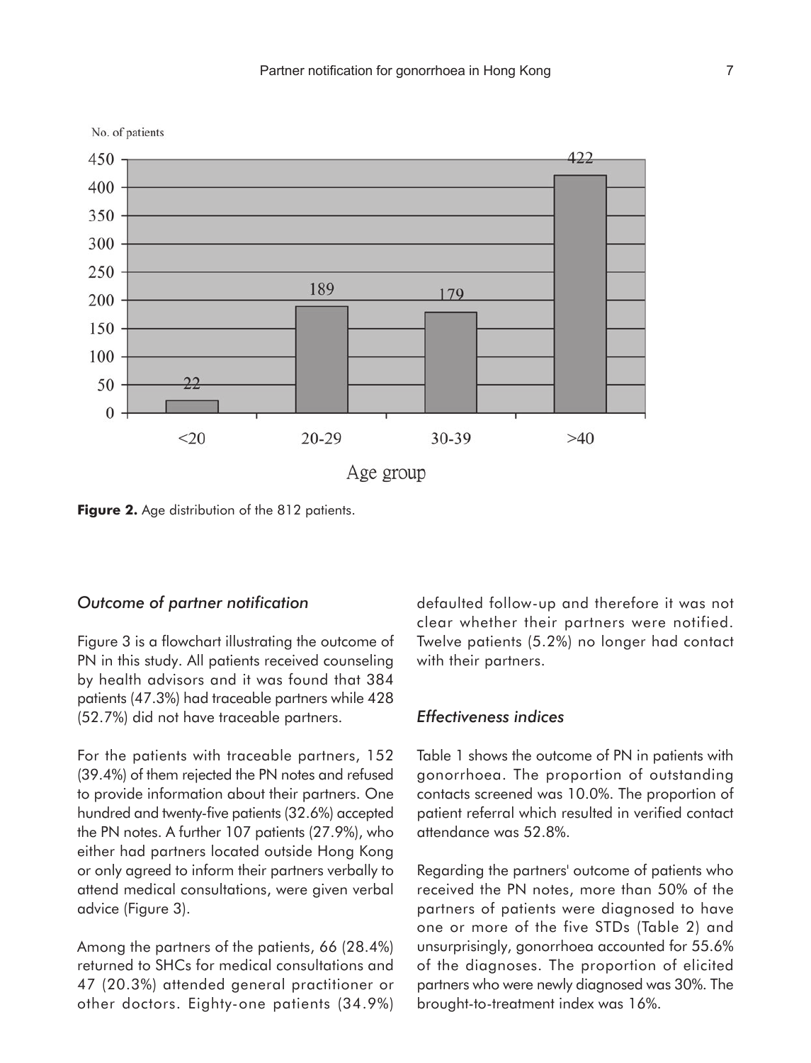No. of patients

| Age group | No. of patients |
| --- | --- |
| <20 | 22 |
| 20-29 | 189 |
| 30-39 | 179 |
| >40 | 422 |

**Figure 2.** Age distribution of the 812 patients.

### *Outcome of partner notification*

Figure 3 is a flowchart illustrating the outcome of PN in this study. All patients received counseling by health advisors and it was found that 384 patients (47.3%) had traceable partners while 428 (52.7%) did not have traceable partners.

For the patients with traceable partners, 152 (39.4%) of them rejected the PN notes and refused to provide information about their partners. One hundred and twenty-five patients (32.6%) accepted the PN notes. A further 107 patients (27.9%), who either had partners located outside Hong Kong or only agreed to inform their partners verbally to attend medical consultations, were given verbal advice (Figure 3).

Among the partners of the patients, 66 (28.4%) returned to SHCs for medical consultations and 47 (20.3%) attended general practitioner or other doctors. Eighty-one patients (34.9%) defaulted follow-up and therefore it was not clear whether their partners were notified. Twelve patients (5.2%) no longer had contact with their partners.

### *Effectiveness indices*

Table 1 shows the outcome of PN in patients with gonorrhoea. The proportion of outstanding contacts screened was 10.0%. The proportion of patient referral which resulted in verified contact attendance was 52.8%.

Regarding the partners' outcome of patients who received the PN notes, more than 50% of the partners of patients were diagnosed to have one or more of the five STDs (Table 2) and unsurprisingly, gonorrhoea accounted for 55.6% of the diagnoses. The proportion of elicited partners who were newly diagnosed was 30%. The brought-to-treatment index was 16%.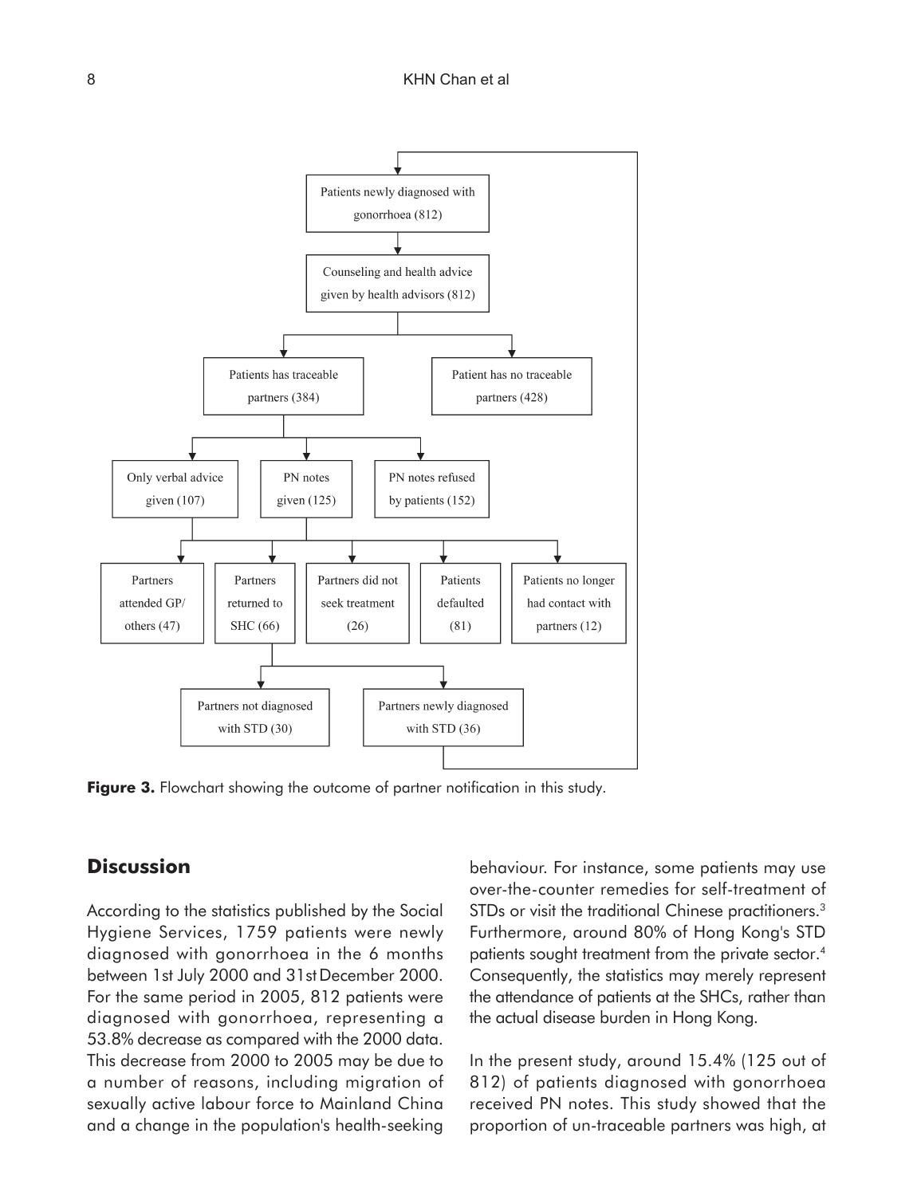Patients newly diagnosed with gonorrhoea (812)

Counseling and health advice given by health advisors (812)

Patients has traceable partners (384)

Patient has no traceable partners (428)

Only verbal advice given (107)

PN notes given (125)

PN notes refused by patients (152)

Partners attended GP/ others (47)

Partners returned to SHC (66)

Partners did not seek treatment (26)

Patients defaulted (81)

Patients no longer had contact with partners (12)

Partners not diagnosed with STD (30)

Partners newly diagnosed with STD (36)

**Figure 3.** Flowchart showing the outcome of partner notification in this study.

## Discussion

According to the statistics published by the Social Hygiene Services, 1759 patients were newly diagnosed with gonorrhoea in the 6 months between 1st July 2000 and 31st December 2000. For the same period in 2005, 812 patients were diagnosed with gonorrhoea, representing a 53.8% decrease as compared with the 2000 data. This decrease from 2000 to 2005 may be due to a number of reasons, including migration of sexually active labour force to Mainland China and a change in the population's health-seeking behaviour. For instance, some patients may use over-the-counter remedies for self-treatment of STDs or visit the traditional Chinese practitioners.[3] Furthermore, around 80% of Hong Kong's STD patients sought treatment from the private sector.[4] Consequently, the statistics may merely represent the attendance of patients at the SHCs, rather than the actual disease burden in Hong Kong.

In the present study, around 15.4% (125 out of 812) of patients diagnosed with gonorrhoea received PN notes. This study showed that the proportion of un-traceable partners was high, at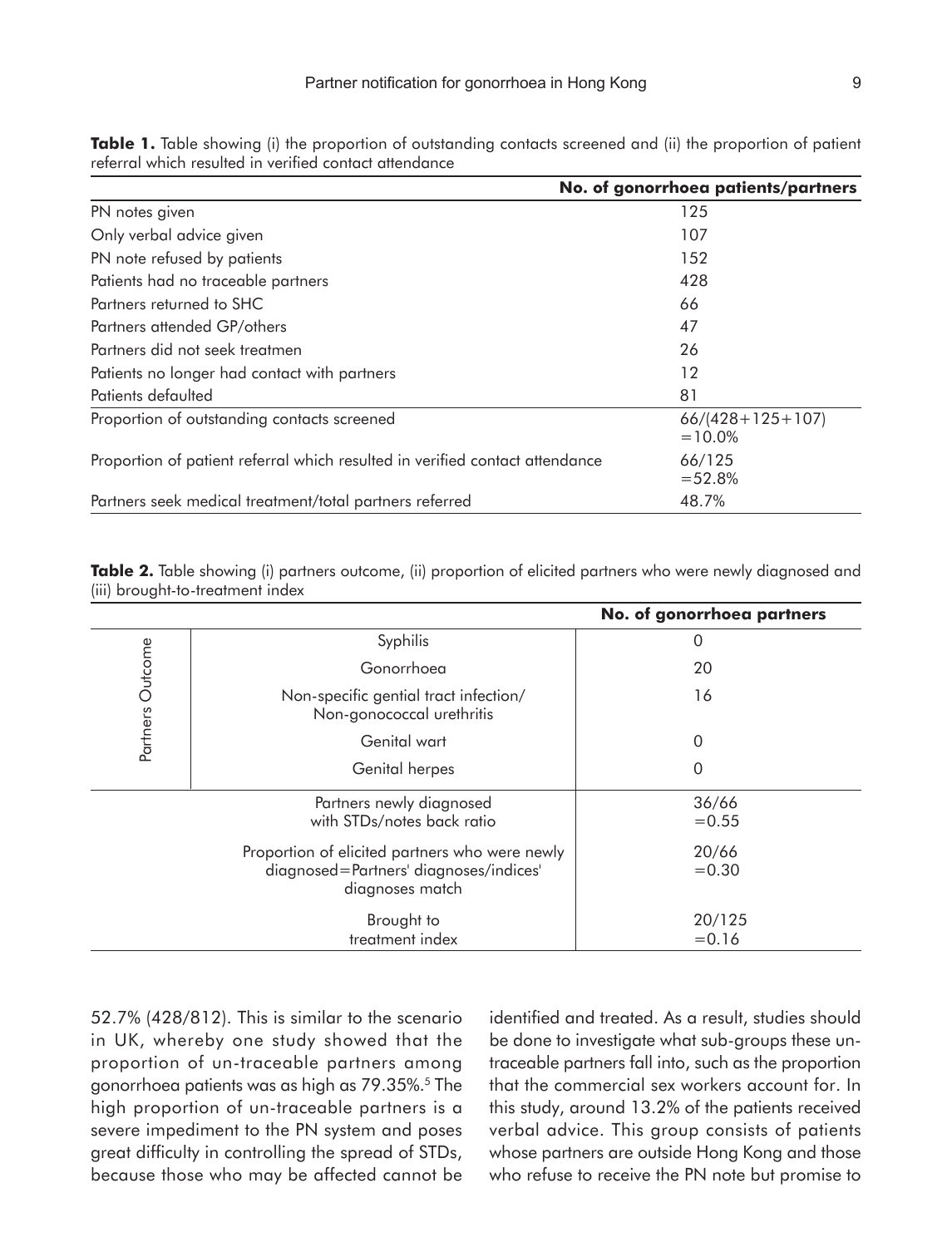**Table 1.** Table showing (i) the proportion of outstanding contacts screened and (ii) the proportion of patient referral which resulted in verified contact attendance

| | No. of gonorrhoea patients/partners |
|---|---|
| PN notes given | 125 |
| Only verbal advice given | 107 |
| PN note refused by patients | 152 |
| Patients had no traceable partners | 428 |
| Partners returned to SHC | 66 |
| Partners attended GP/others | 47 |
| Partners did not seek treatmen | 26 |
| Patients no longer had contact with partners | 12 |
| Patients defaulted | 81 |
| Proportion of outstanding contacts screened | 66/(428+125+107) =10.0% |
| Proportion of patient referral which resulted in verified contact attendance | 66/125 =52.8% |
| Partners seek medical treatment/total partners referred | 48.7% |

**Table 2.** Table showing (i) partners outcome, (ii) proportion of elicited partners who were newly diagnosed and (iii) brought-to-treatment index

| | | No. of gonorrhoea partners |
|---|---|---|
| Partners Outcome | Syphilis | 0 |
| | Gonorrhoea | 20 |
| | Non-specific gential tract infection/ Non-gonococcal urethritis | 16 |
| | Genital wart | 0 |
| | Genital herpes | 0 |
| | Partners newly diagnosed with STDs/notes back ratio | 36/66 =0.55 |
| | Proportion of elicited partners who were newly diagnosed=Partners' diagnoses/indices' diagnoses match | 20/66 =0.30 |
| | Brought to treatment index | 20/125 =0.16 |

52.7% (428/812). This is similar to the scenario in UK, whereby one study showed that the proportion of un-traceable partners among gonorrhoea patients was as high as 79.35%.[5] The high proportion of un-traceable partners is a severe impediment to the PN system and poses great difficulty in controlling the spread of STDs, because those who may be affected cannot be identified and treated. As a result, studies should be done to investigate what sub-groups these un-traceable partners fall into, such as the proportion that the commercial sex workers account for. In this study, around 13.2% of the patients received verbal advice. This group consists of patients whose partners are outside Hong Kong and those who refuse to receive the PN note but promise to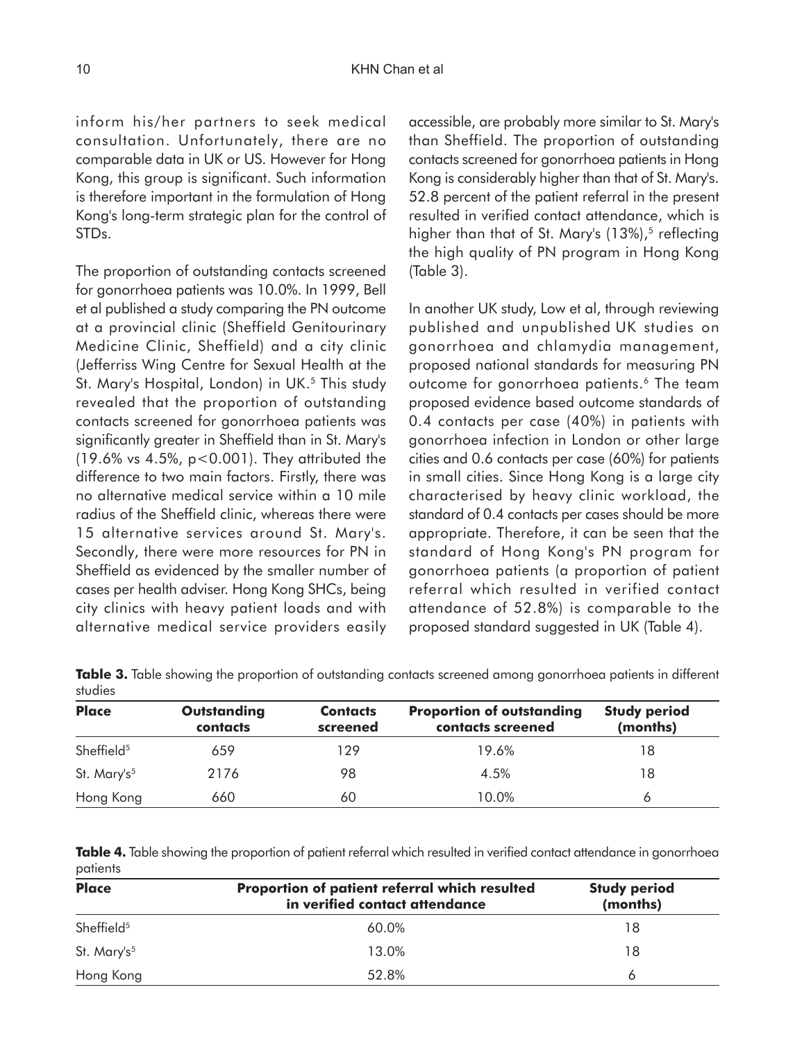inform his/her partners to seek medical consultation. Unfortunately, there are no comparable data in UK or US. However for Hong Kong, this group is significant. Such information is therefore important in the formulation of Hong Kong's long-term strategic plan for the control of STDs.

The proportion of outstanding contacts screened for gonorrhoea patients was 10.0%. In 1999, Bell et al published a study comparing the PN outcome at a provincial clinic (Sheffield Genitourinary Medicine Clinic, Sheffield) and a city clinic (Jefferriss Wing Centre for Sexual Health at the St. Mary's Hospital, London) in UK.[5] This study revealed that the proportion of outstanding contacts screened for gonorrhoea patients was significantly greater in Sheffield than in St. Mary's (19.6% vs 4.5%, $p<0.001$). They attributed the difference to two main factors. Firstly, there was no alternative medical service within a 10 mile radius of the Sheffield clinic, whereas there were 15 alternative services around St. Mary's. Secondly, there were more resources for PN in Sheffield as evidenced by the smaller number of cases per health adviser. Hong Kong SHCs, being city clinics with heavy patient loads and with alternative medical service providers easily accessible, are probably more similar to St. Mary's than Sheffield. The proportion of outstanding contacts screened for gonorrhoea patients in Hong Kong is considerably higher than that of St. Mary's. 52.8 percent of the patient referral in the present resulted in verified contact attendance, which is higher than that of St. Mary's (13%),[5] reflecting the high quality of PN program in Hong Kong (Table 3).

In another UK study, Low et al, through reviewing published and unpublished UK studies on gonorrhoea and chlamydia management, proposed national standards for measuring PN outcome for gonorrhoea patients.[6] The team proposed evidence based outcome standards of 0.4 contacts per case (40%) in patients with gonorrhoea infection in London or other large cities and 0.6 contacts per case (60%) for patients in small cities. Since Hong Kong is a large city characterised by heavy clinic workload, the standard of 0.4 contacts per cases should be more appropriate. Therefore, it can be seen that the standard of Hong Kong's PN program for gonorrhoea patients (a proportion of patient referral which resulted in verified contact attendance of 52.8%) is comparable to the proposed standard suggested in UK (Table 4).

**Table 3.** Table showing the proportion of outstanding contacts screened among gonorrhoea patients in different studies

| Place | Outstanding contacts | Contacts screened | Proportion of outstanding contacts screened | Study period (months) |
|---|---|---|---|---|
| Sheffield[5] | 659 | 129 | 19.6% | 18 |
| St. Mary's[5] | 2176 | 98 | 4.5% | 18 |
| Hong Kong | 660 | 60 | 10.0% | 6 |

**Table 4.** Table showing the proportion of patient referral which resulted in verified contact attendance in gonorrhoea patients

| Place | Proportion of patient referral which resulted in verified contact attendance | Study period (months) |
|---|---|---|
| Sheffield[5] | 60.0% | 18 |
| St. Mary's[5] | 13.0% | 18 |
| Hong Kong | 52.8% | 6 |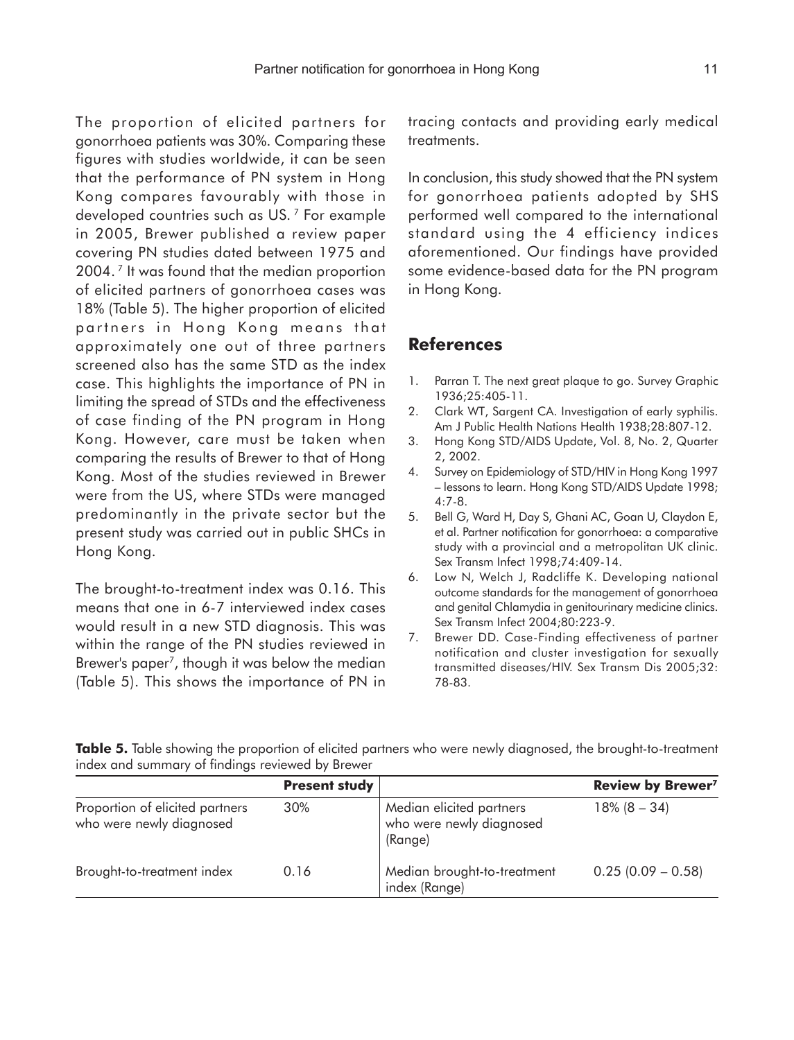The proportion of elicited partners for gonorrhoea patients was 30%. Comparing these figures with studies worldwide, it can be seen that the performance of PN system in Hong Kong compares favourably with those in developed countries such as US. [7] For example in 2005, Brewer published a review paper covering PN studies dated between 1975 and 2004. [7] It was found that the median proportion of elicited partners of gonorrhoea cases was 18% (Table 5). The higher proportion of elicited partners in Hong Kong means that approximately one out of three partners screened also has the same STD as the index case. This highlights the importance of PN in limiting the spread of STDs and the effectiveness of case finding of the PN program in Hong Kong. However, care must be taken when comparing the results of Brewer to that of Hong Kong. Most of the studies reviewed in Brewer were from the US, where STDs were managed predominantly in the private sector but the present study was carried out in public SHCs in Hong Kong.

The brought-to-treatment index was 0.16. This means that one in 6-7 interviewed index cases would result in a new STD diagnosis. This was within the range of the PN studies reviewed in Brewer's paper[7], though it was below the median (Table 5). This shows the importance of PN in tracing contacts and providing early medical treatments.

In conclusion, this study showed that the PN system for gonorrhoea patients adopted by SHS performed well compared to the international standard using the 4 efficiency indices aforementioned. Our findings have provided some evidence-based data for the PN program in Hong Kong.

## References

1. Parran T. The next great plaque to go. Survey Graphic 1936;25:405-11.
2. Clark WT, Sargent CA. Investigation of early syphilis. Am J Public Health Nations Health 1938;28:807-12.
3. Hong Kong STD/AIDS Update, Vol. 8, No. 2, Quarter 2, 2002.
4. Survey on Epidemiology of STD/HIV in Hong Kong 1997 – lessons to learn. Hong Kong STD/AIDS Update 1998; 4:7-8.
5. Bell G, Ward H, Day S, Ghani AC, Goan U, Claydon E, et al. Partner notification for gonorrhoea: a comparative study with a provincial and a metropolitan UK clinic. Sex Transm Infect 1998;74:409-14.
6. Low N, Welch J, Radcliffe K. Developing national outcome standards for the management of gonorrhoea and genital Chlamydia in genitourinary medicine clinics. Sex Transm Infect 2004;80:223-9.
7. Brewer DD. Case-Finding effectiveness of partner notification and cluster investigation for sexually transmitted diseases/HIV. Sex Transm Dis 2005;32: 78-83.

**Table 5.** Table showing the proportion of elicited partners who were newly diagnosed, the brought-to-treatment index and summary of findings reviewed by Brewer

| | **Present study** | | **Review by Brewer[7]** |
|---|---|---|---|
| Proportion of elicited partners who were newly diagnosed | 30% | Median elicited partners who were newly diagnosed (Range) | 18% (8 – 34) |
| Brought-to-treatment index | 0.16 | Median brought-to-treatment index (Range) | 0.25 (0.09 – 0.58) |